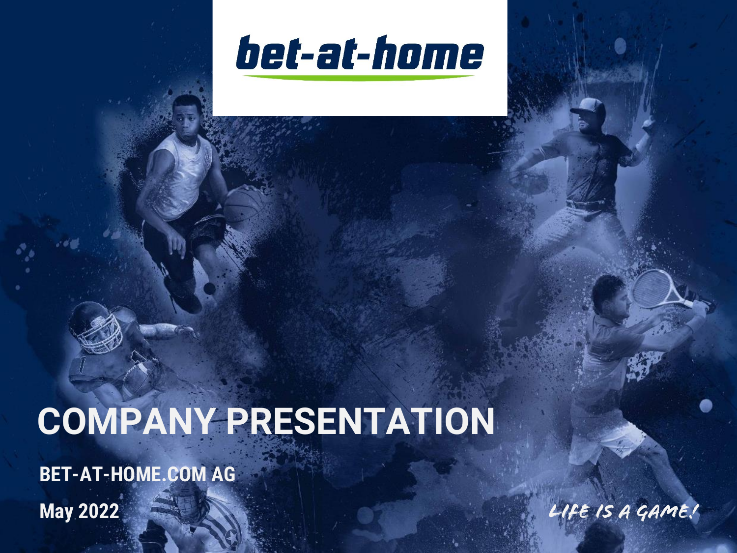bet-at-home

# COMPANY PRESENTATION

**BET-AT-HOME.COM AG**

**May 2022**

LIFE IS A GAME!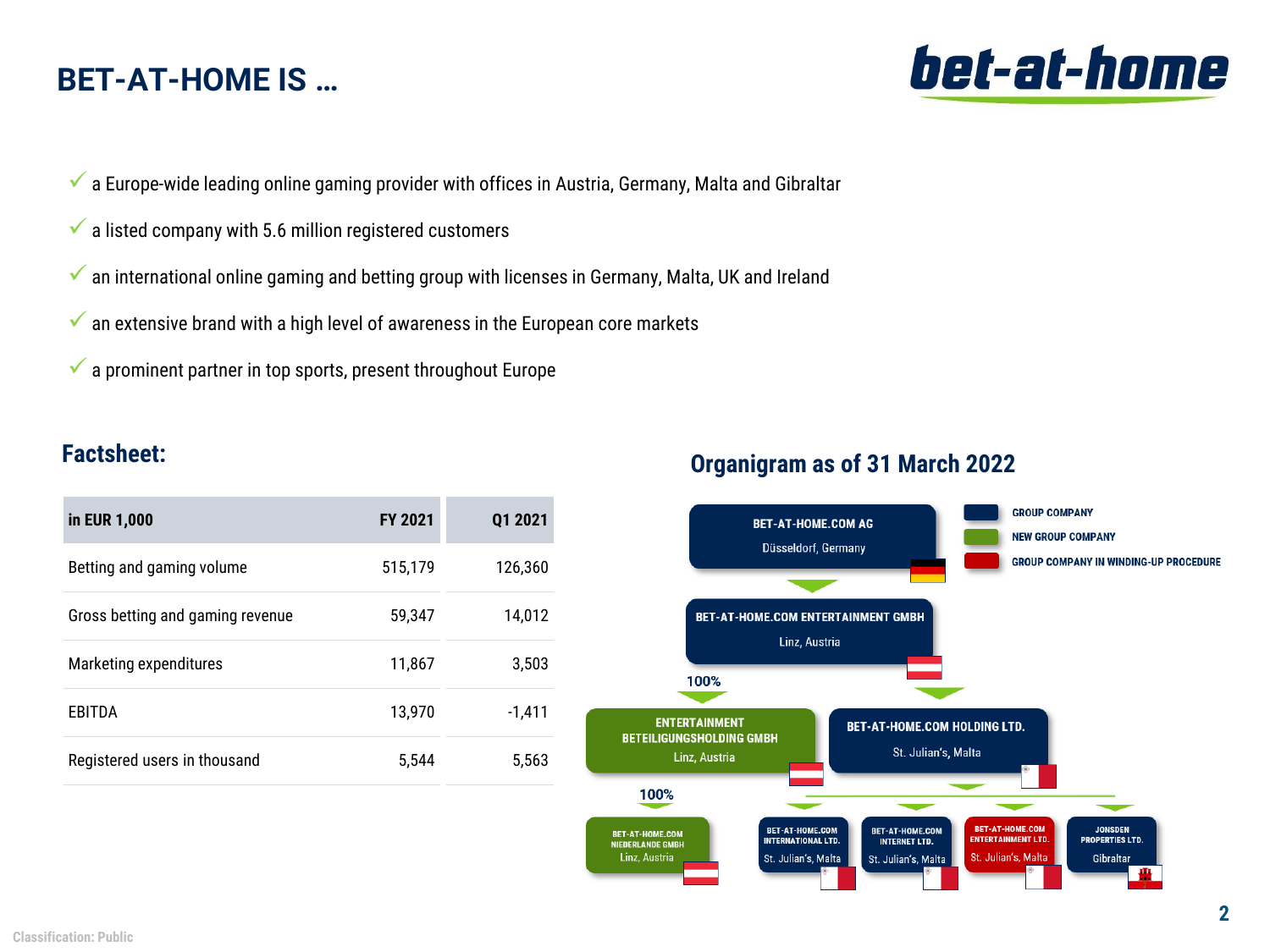# BET-AT-HOME IS …

- ✓ a Europe-wide leading online gaming provider with offices in Austria, Germany, Malta and Gibraltar
- ✓ a listed company with 5.6 million registered customers
- ✓ an international online gaming and betting group with licenses in Germany, Malta, UK and Ireland
- ✓ an extensive brand with a high level of awareness in the European core markets
- ✓ a prominent partner in top sports, present throughout Europe

## Factsheet:

| in EUR 1,000 | FY 2021 | Q1 2021 |
|---|---|---|
| Betting and gaming volume | 515,179 | 126,360 |
| Gross betting and gaming revenue | 59,347 | 14,012 |
| Marketing expenditures | 11,867 | 3,503 |
| EBITDA | 13,970 | -1,411 |
| Registered users in thousand | 5,544 | 5,563 |

## Organigram as of 31 March 2022

Legend: GROUP COMPANY / NEW GROUP COMPANY / GROUP COMPANY IN WINDING-UP PROCEDURE

- BET-AT-HOME.COM AG, Düsseldorf, Germany
  - BET-AT-HOME.COM ENTERTAINMENT GMBH, Linz, Austria
    - 100% ENTERTAINMENT BETEILIGUNGSHOLDING GMBH, Linz, Austria
      - 100% BET-AT-HOME.COM NIEDERLANDE GMBH, Linz, Austria
    - BET-AT-HOME.COM HOLDING LTD., St. Julian's, Malta
      - BET-AT-HOME.COM INTERNATIONAL LTD., St. Julian's, Malta
      - BET-AT-HOME.COM INTERNET LTD., St. Julian's, Malta
      - BET-AT-HOME.COM ENTERTAINMENT LTD., St. Julian's, Malta
      - JONSDEN PROPERTIES LTD., Gibraltar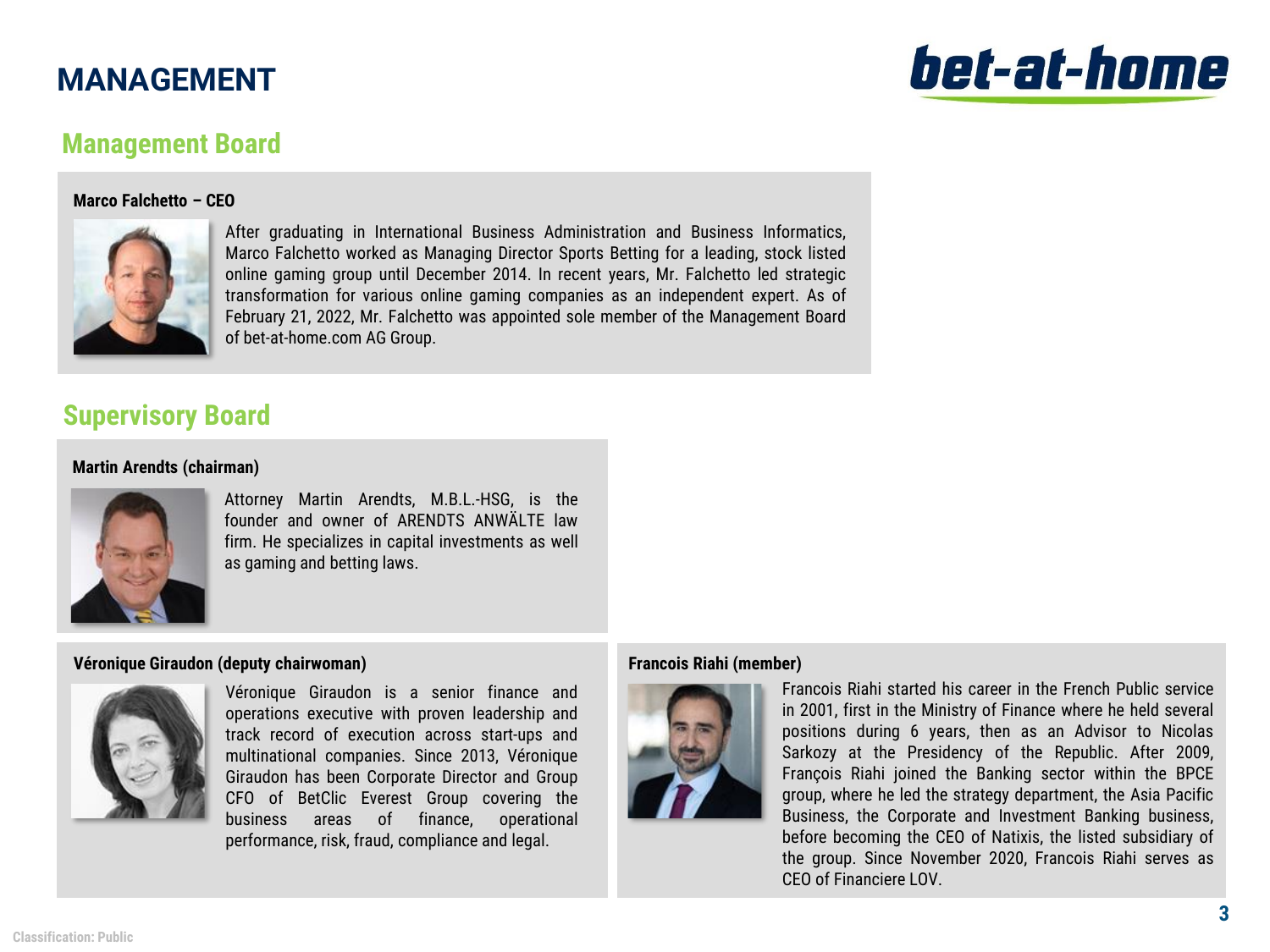# MANAGEMENT

## Management Board

**Marco Falchetto – CEO**

After graduating in International Business Administration and Business Informatics, Marco Falchetto worked as Managing Director Sports Betting for a leading, stock listed online gaming group until December 2014. In recent years, Mr. Falchetto led strategic transformation for various online gaming companies as an independent expert. As of February 21, 2022, Mr. Falchetto was appointed sole member of the Management Board of bet-at-home.com AG Group.

## Supervisory Board

**Martin Arendts (chairman)**

Attorney Martin Arendts, M.B.L.-HSG, is the founder and owner of ARENDTS ANWÄLTE law firm. He specializes in capital investments as well as gaming and betting laws.

**Véronique Giraudon (deputy chairwoman)**

Véronique Giraudon is a senior finance and operations executive with proven leadership and track record of execution across start-ups and multinational companies. Since 2013, Véronique Giraudon has been Corporate Director and Group CFO of BetClic Everest Group covering the business areas of finance, operational performance, risk, fraud, compliance and legal.

**Francois Riahi (member)**

Francois Riahi started his career in the French Public service in 2001, first in the Ministry of Finance where he held several positions during 6 years, then as an Advisor to Nicolas Sarkozy at the Presidency of the Republic. After 2009, François Riahi joined the Banking sector within the BPCE group, where he led the strategy department, the Asia Pacific Business, the Corporate and Investment Banking business, before becoming the CEO of Natixis, the listed subsidiary of the group. Since November 2020, Francois Riahi serves as CEO of Financiere LOV.

Classification: Public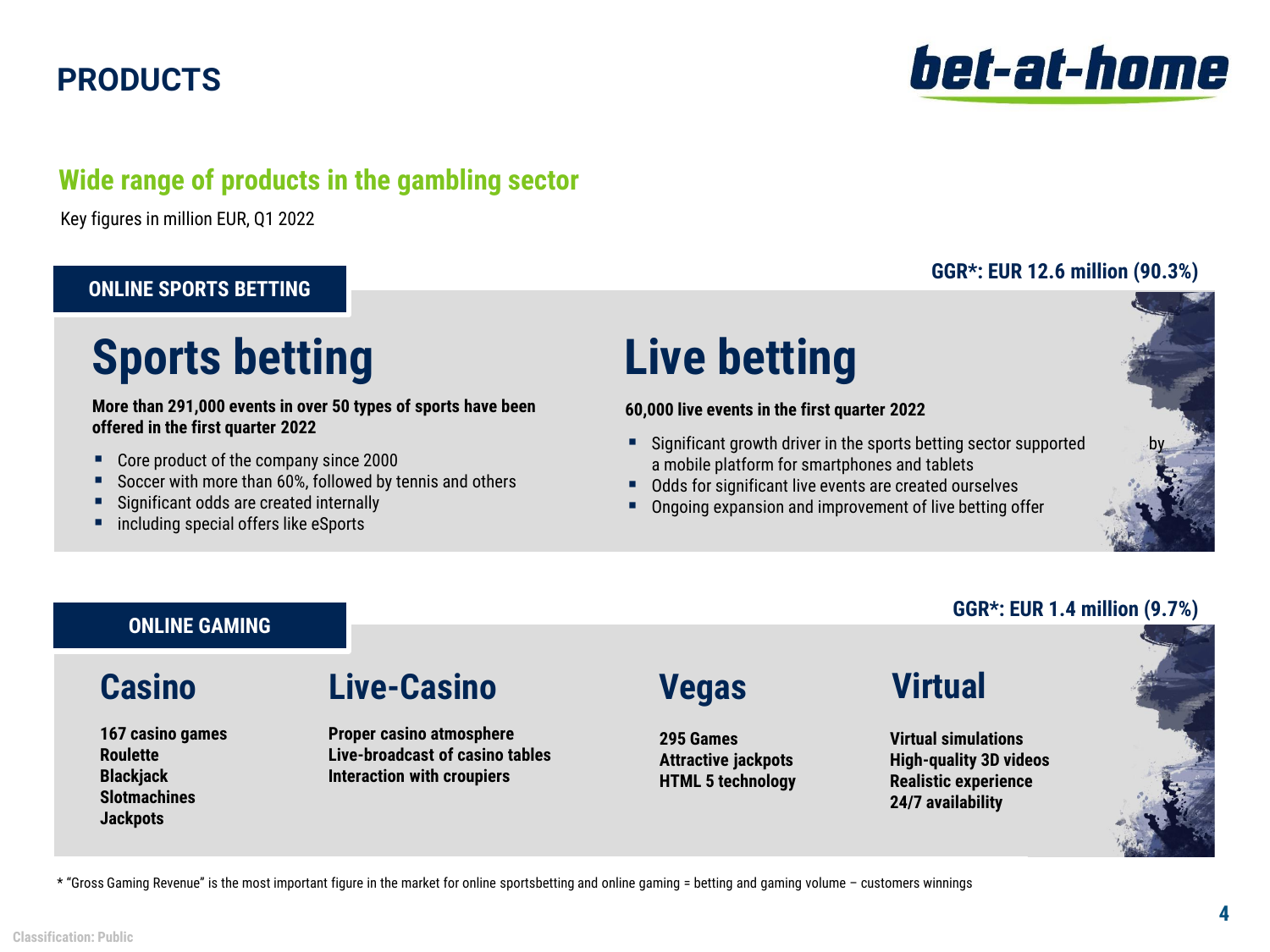# PRODUCTS

## Wide range of products in the gambling sector

Key figures in million EUR, Q1 2022

### ONLINE SPORTS BETTING

**GGR*: EUR 12.6 million (90.3%)**

## Sports betting

**More than 291,000 events in over 50 types of sports have been offered in the first quarter 2022**

- Core product of the company since 2000
- Soccer with more than 60%, followed by tennis and others
- Significant odds are created internally
- including special offers like eSports

## Live betting

**60,000 live events in the first quarter 2022**

- Significant growth driver in the sports betting sector supported by a mobile platform for smartphones and tablets
- Odds for significant live events are created ourselves
- Ongoing expansion and improvement of live betting offer

### ONLINE GAMING

**GGR*: EUR 1.4 million (9.7%)**

## Casino

**167 casino games**
**Roulette**
**Blackjack**
**Slotmachines**
**Jackpots**

## Live-Casino

**Proper casino atmosphere**
**Live-broadcast of casino tables**
**Interaction with croupiers**

## Vegas

**295 Games**
**Attractive jackpots**
**HTML 5 technology**

## Virtual

**Virtual simulations**
**High-quality 3D videos**
**Realistic experience**
**24/7 availability**

* "Gross Gaming Revenue" is the most important figure in the market for online sportsbetting and online gaming = betting and gaming volume – customers winnings

Classification: Public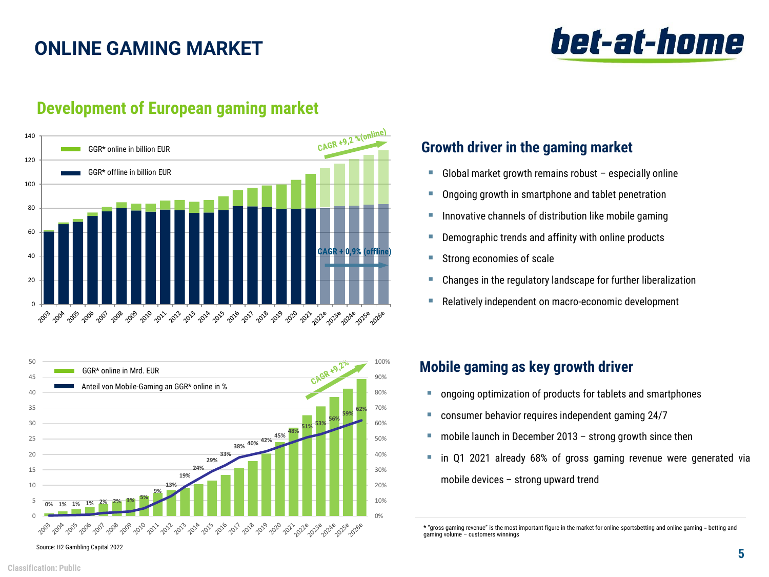# ONLINE GAMING MARKET

## Development of European gaming market

GGR* online in billion EUR

GGR* offline in billion EUR

CAGR +9,2 %(online)

CAGR + 0,9% (offline)

GGR* online in Mrd. EUR

Anteil von Mobile-Gaming an GGR* online in %

CAGR +9,2%

Source: H2 Gambling Capital 2022

## Growth driver in the gaming market

- Global market growth remains robust – especially online
- Ongoing growth in smartphone and tablet penetration
- Innovative channels of distribution like mobile gaming
- Demographic trends and affinity with online products
- Strong economies of scale
- Changes in the regulatory landscape for further liberalization
- Relatively independent on macro-economic development

## Mobile gaming as key growth driver

- ongoing optimization of products for tablets and smartphones
- consumer behavior requires independent gaming 24/7
- mobile launch in December 2013 – strong growth since then
- in Q1 2021 already 68% of gross gaming revenue were generated via mobile devices – strong upward trend

* "gross gaming revenue" is the most important figure in the market for online sportsbetting and online gaming = betting and gaming volume – customers winnings

Classification: Public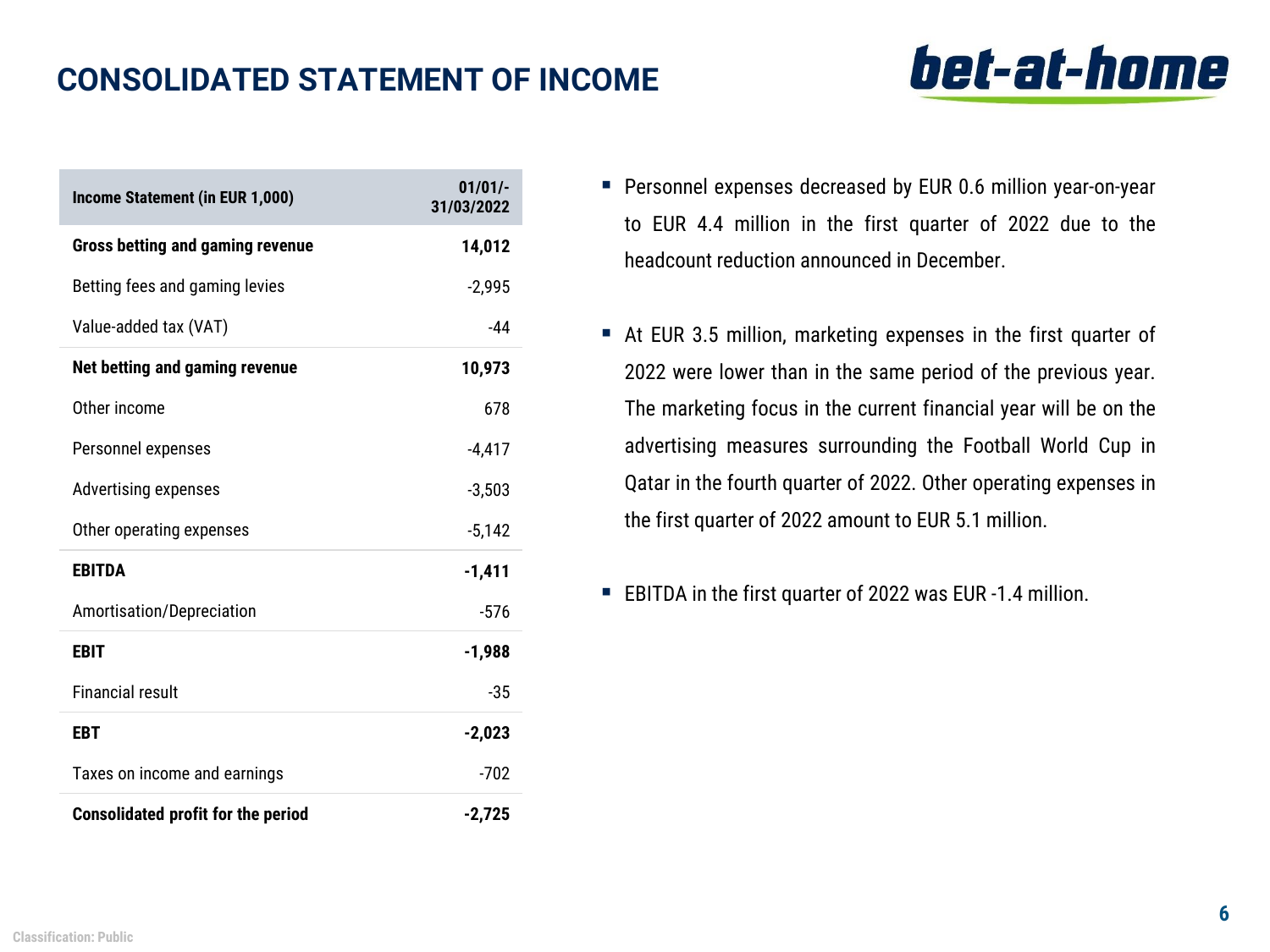# CONSOLIDATED STATEMENT OF INCOME

| Income Statement (in EUR 1,000) | 01/01/-31/03/2022 |
|---|---|
| **Gross betting and gaming revenue** | **14,012** |
| Betting fees and gaming levies | -2,995 |
| Value-added tax (VAT) | -44 |
| **Net betting and gaming revenue** | **10,973** |
| Other income | 678 |
| Personnel expenses | -4,417 |
| Advertising expenses | -3,503 |
| Other operating expenses | -5,142 |
| **EBITDA** | **-1,411** |
| Amortisation/Depreciation | -576 |
| **EBIT** | **-1,988** |
| Financial result | -35 |
| **EBT** | **-2,023** |
| Taxes on income and earnings | -702 |
| **Consolidated profit for the period** | **-2,725** |

- Personnel expenses decreased by EUR 0.6 million year-on-year to EUR 4.4 million in the first quarter of 2022 due to the headcount reduction announced in December.
- At EUR 3.5 million, marketing expenses in the first quarter of 2022 were lower than in the same period of the previous year. The marketing focus in the current financial year will be on the advertising measures surrounding the Football World Cup in Qatar in the fourth quarter of 2022. Other operating expenses in the first quarter of 2022 amount to EUR 5.1 million.
- EBITDA in the first quarter of 2022 was EUR -1.4 million.

Classification: Public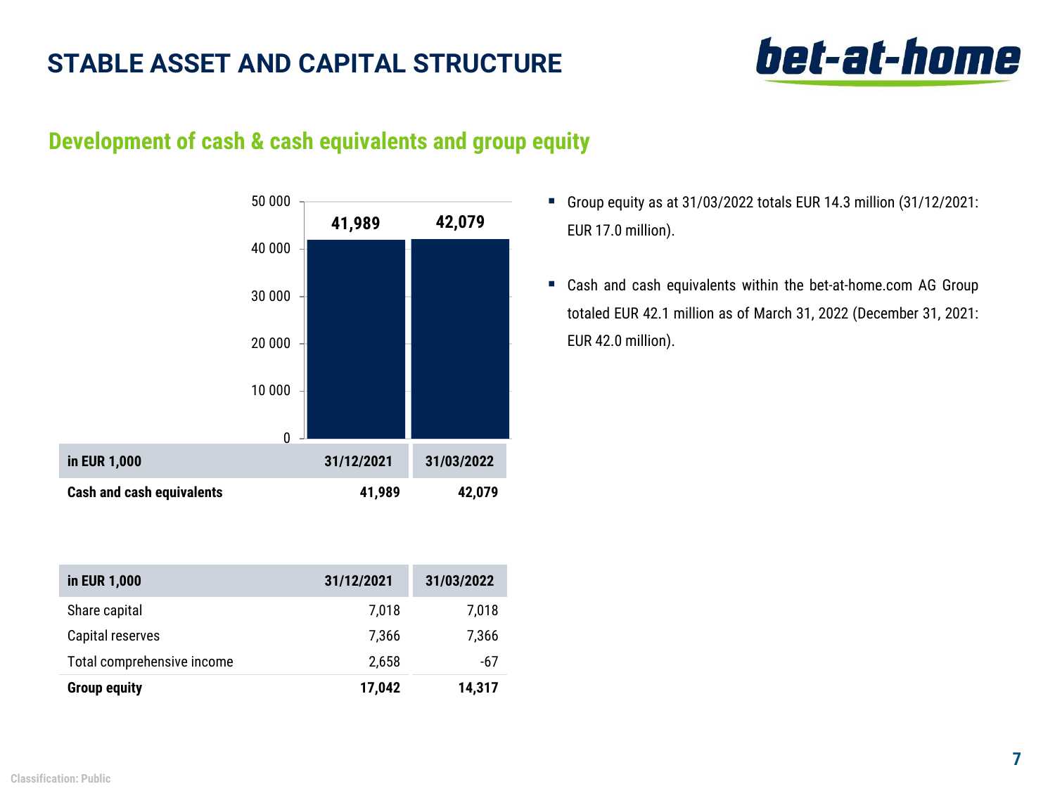# STABLE ASSET AND CAPITAL STRUCTURE

## Development of cash & cash equivalents and group equity

| in EUR 1,000 | 31/12/2021 | 31/03/2022 |
|---|---|---|
| **Cash and cash equivalents** | **41,989** | **42,079** |

| in EUR 1,000 | 31/12/2021 | 31/03/2022 |
|---|---|---|
| Share capital | 7,018 | 7,018 |
| Capital reserves | 7,366 | 7,366 |
| Total comprehensive income | 2,658 | -67 |
| **Group equity** | **17,042** | **14,317** |

- Group equity as at 31/03/2022 totals EUR 14.3 million (31/12/2021: EUR 17.0 million).
- Cash and cash equivalents within the bet-at-home.com AG Group totaled EUR 42.1 million as of March 31, 2022 (December 31, 2021: EUR 42.0 million).

Classification: Public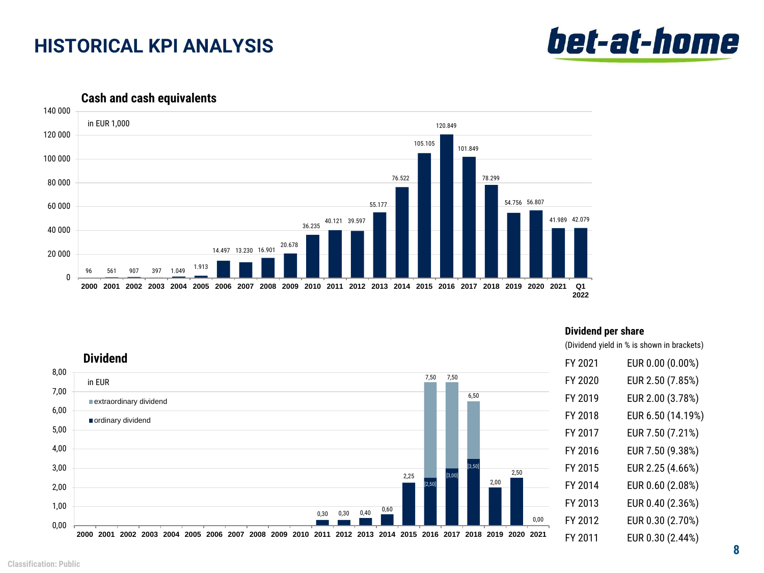# HISTORICAL KPI ANALYSIS

## Cash and cash equivalents

in EUR 1,000

| Year | Cash and cash equivalents |
|---|---|
| 2000 | 96 |
| 2001 | 561 |
| 2002 | 907 |
| 2003 | 397 |
| 2004 | 1.049 |
| 2005 | 1.913 |
| 2006 | 14.497 |
| 2007 | 13.230 |
| 2008 | 16.901 |
| 2009 | 20.678 |
| 2010 | 36.235 |
| 2011 | 40.121 |
| 2012 | 39.597 |
| 2013 | 55.177 |
| 2014 | 76.522 |
| 2015 | 105.105 |
| 2016 | 120.849 |
| 2017 | 101.849 |
| 2018 | 78.299 |
| 2019 | 54.756 |
| 2020 | 56.807 |
| 2021 | 41.989 |
| Q1 2022 | 42.079 |

## Dividend

in EUR

| Year | Total dividend | thereof ordinary dividend |
|---|---|---|
| 2011 | 0,30 | |
| 2012 | 0,30 | |
| 2013 | 0,40 | |
| 2014 | 0,60 | |
| 2015 | 2,25 | |
| 2016 | 7,50 | [2,50] |
| 2017 | 7,50 | [3,00] |
| 2018 | 6,50 | [3,50] |
| 2019 | 2,00 | |
| 2020 | 2,50 | |
| 2021 | 0,00 | |

■ extraordinary dividend
■ ordinary dividend

### Dividend per share

(Dividend yield in % is shown in brackets)

| | |
|---|---|
| FY 2021 | EUR 0.00 (0.00%) |
| FY 2020 | EUR 2.50 (7.85%) |
| FY 2019 | EUR 2.00 (3.78%) |
| FY 2018 | EUR 6.50 (14.19%) |
| FY 2017 | EUR 7.50 (7.21%) |
| FY 2016 | EUR 7.50 (9.38%) |
| FY 2015 | EUR 2.25 (4.66%) |
| FY 2014 | EUR 0.60 (2.08%) |
| FY 2013 | EUR 0.40 (2.36%) |
| FY 2012 | EUR 0.30 (2.70%) |
| FY 2011 | EUR 0.30 (2.44%) |

Classification: Public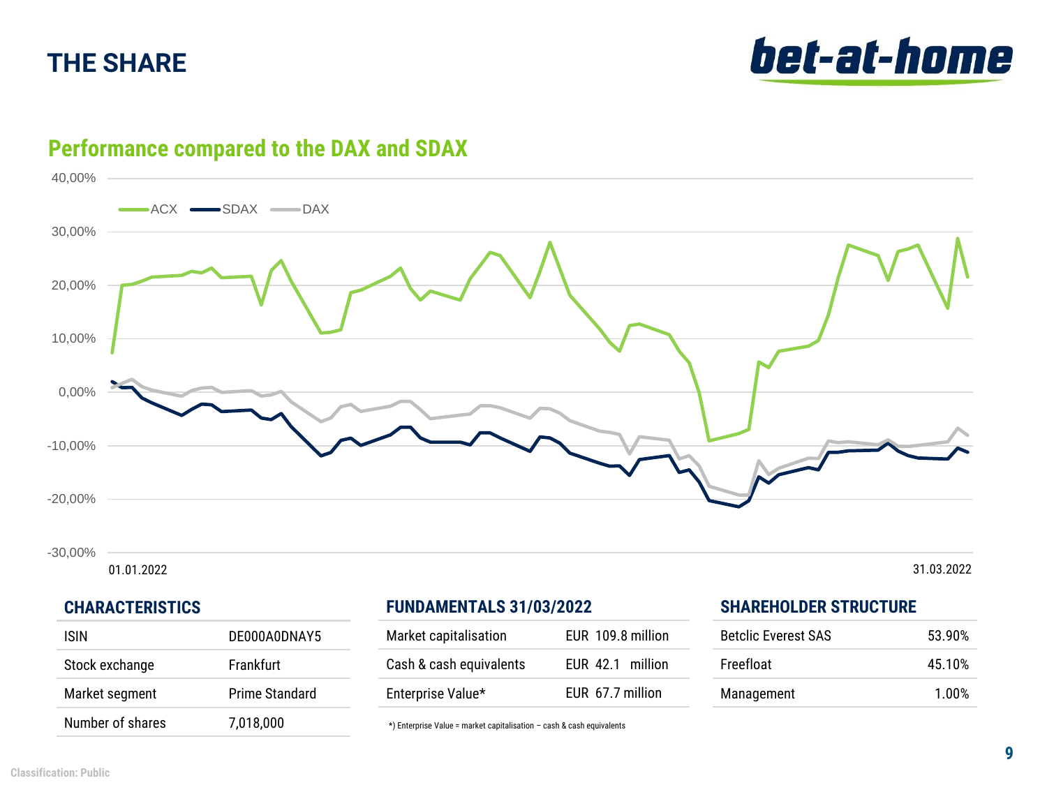# THE SHARE

## Performance compared to the DAX and SDAX

40,00%
30,00%
20,00%
10,00%
0,00%
-10,00%
-20,00%
-30,00%

ACX SDAX DAX

01.01.2022 31.03.2022

### CHARACTERISTICS

| | |
|---|---|
| ISIN | DE000A0DNAY5 |
| Stock exchange | Frankfurt |
| Market segment | Prime Standard |
| Number of shares | 7,018,000 |

### FUNDAMENTALS 31/03/2022

| | |
|---|---|
| Market capitalisation | EUR 109.8 million |
| Cash & cash equivalents | EUR 42.1 million |
| Enterprise Value* | EUR 67.7 million |

*) Enterprise Value = market capitalisation – cash & cash equivalents

### SHAREHOLDER STRUCTURE

| | |
|---|---|
| Betclic Everest SAS | 53.90% |
| Freefloat | 45.10% |
| Management | 1.00% |

Classification: Public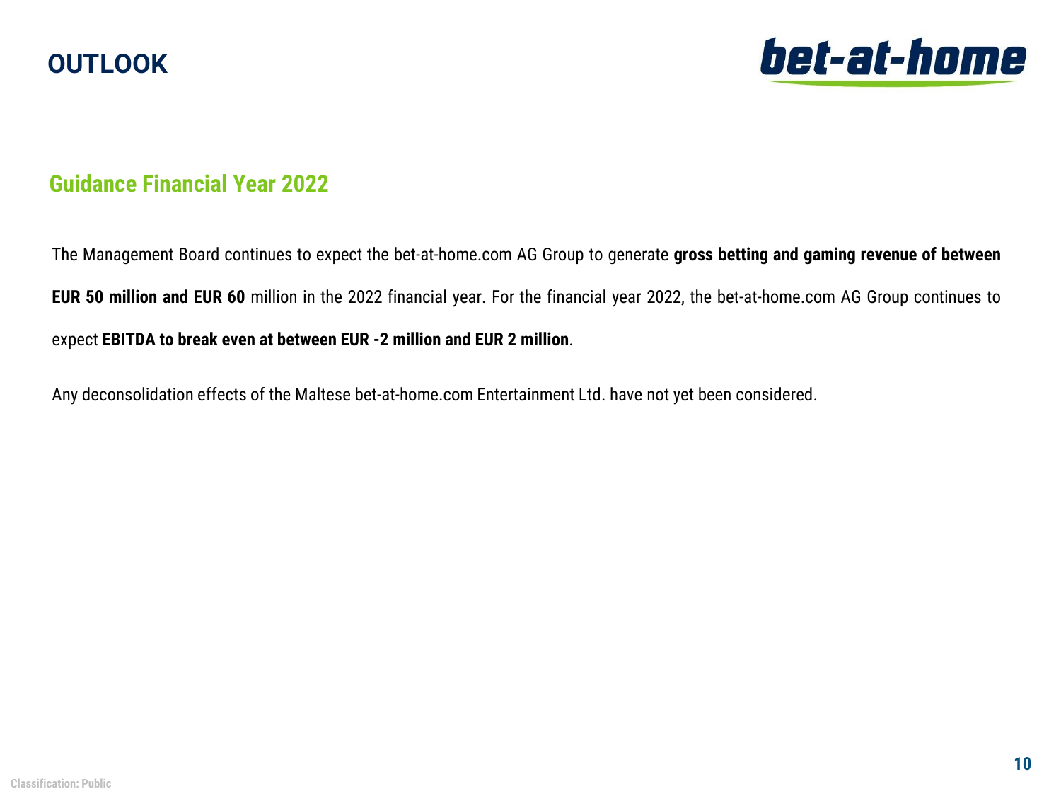# OUTLOOK

## Guidance Financial Year 2022

The Management Board continues to expect the bet-at-home.com AG Group to generate **gross betting and gaming revenue of between EUR 50 million and EUR 60** million in the 2022 financial year. For the financial year 2022, the bet-at-home.com AG Group continues to expect **EBITDA to break even at between EUR -2 million and EUR 2 million**.

Any deconsolidation effects of the Maltese bet-at-home.com Entertainment Ltd. have not yet been considered.

Classification: Public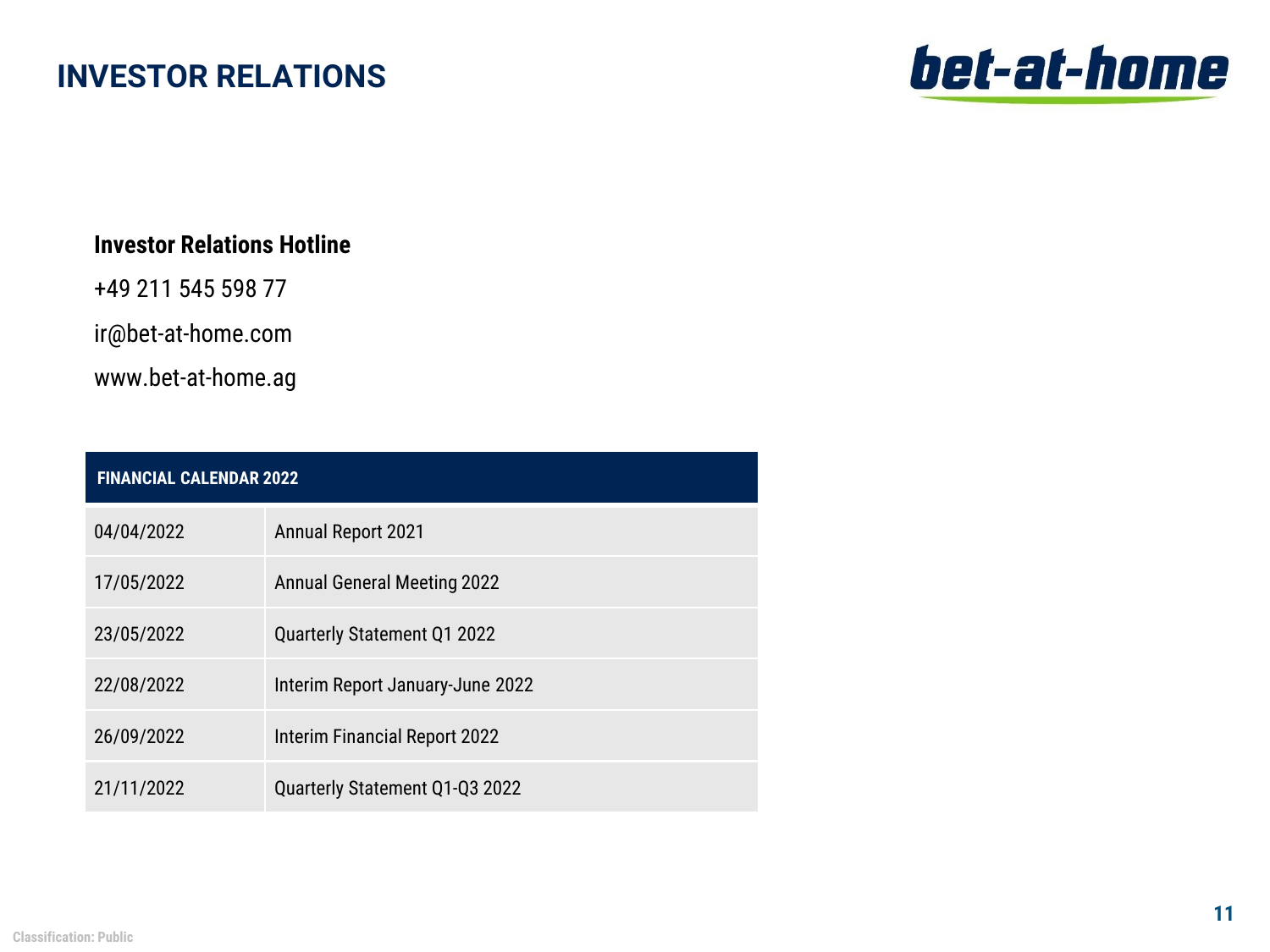# INVESTOR RELATIONS

**Investor Relations Hotline**

+49 211 545 598 77

ir@bet-at-home.com

www.bet-at-home.ag

| FINANCIAL CALENDAR 2022 | |
|---|---|
| 04/04/2022 | Annual Report 2021 |
| 17/05/2022 | Annual General Meeting 2022 |
| 23/05/2022 | Quarterly Statement Q1 2022 |
| 22/08/2022 | Interim Report January-June 2022 |
| 26/09/2022 | Interim Financial Report 2022 |
| 21/11/2022 | Quarterly Statement Q1-Q3 2022 |

Classification: Public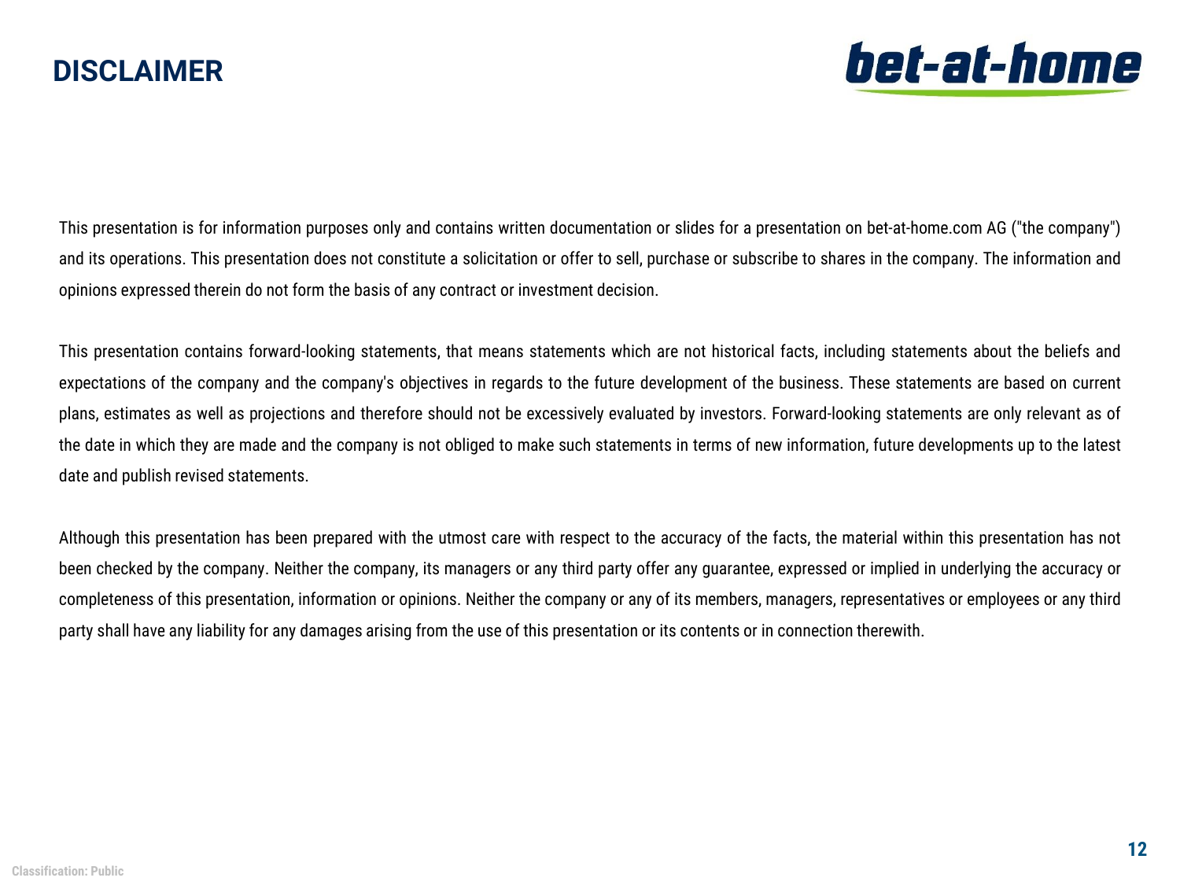# DISCLAIMER

This presentation is for information purposes only and contains written documentation or slides for a presentation on bet-at-home.com AG ("the company") and its operations. This presentation does not constitute a solicitation or offer to sell, purchase or subscribe to shares in the company. The information and opinions expressed therein do not form the basis of any contract or investment decision.

This presentation contains forward-looking statements, that means statements which are not historical facts, including statements about the beliefs and expectations of the company and the company's objectives in regards to the future development of the business. These statements are based on current plans, estimates as well as projections and therefore should not be excessively evaluated by investors. Forward-looking statements are only relevant as of the date in which they are made and the company is not obliged to make such statements in terms of new information, future developments up to the latest date and publish revised statements.

Although this presentation has been prepared with the utmost care with respect to the accuracy of the facts, the material within this presentation has not been checked by the company. Neither the company, its managers or any third party offer any guarantee, expressed or implied in underlying the accuracy or completeness of this presentation, information or opinions. Neither the company or any of its members, managers, representatives or employees or any third party shall have any liability for any damages arising from the use of this presentation or its contents or in connection therewith.

Classification: Public